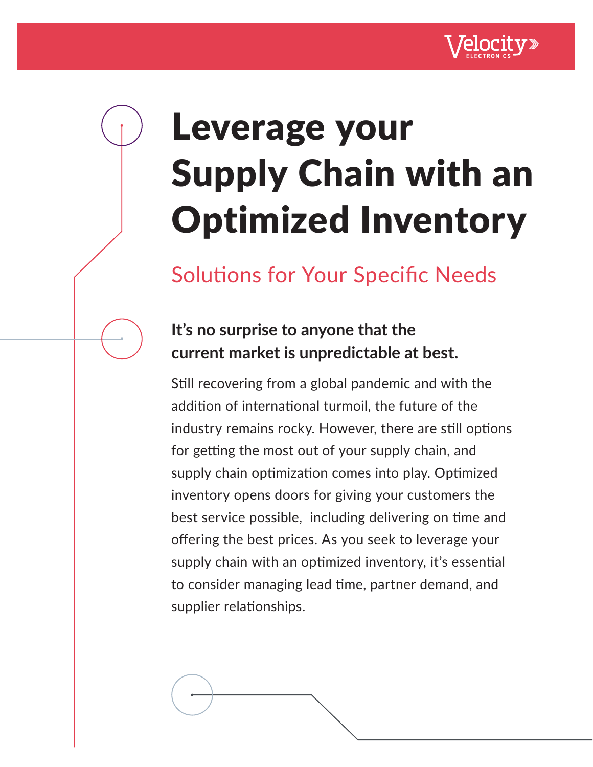# Leverage your Supply Chain with an Optimized Inventory

## Solutions for Your Specific Needs

### It's no surprise to anyone that the current market is unpredictable at best.

Still recovering from a global pandemic and with the addition of international turmoil, the future of the industry remains rocky. However, there are still options for getting the most out of your supply chain, and supply chain optimization comes into play. Optimized inventory opens doors for giving your customers the best service possible, including delivering on time and offering the best prices. As you seek to leverage your supply chain with an optimized inventory, it's essential to consider managing lead time, partner demand, and supplier relationships.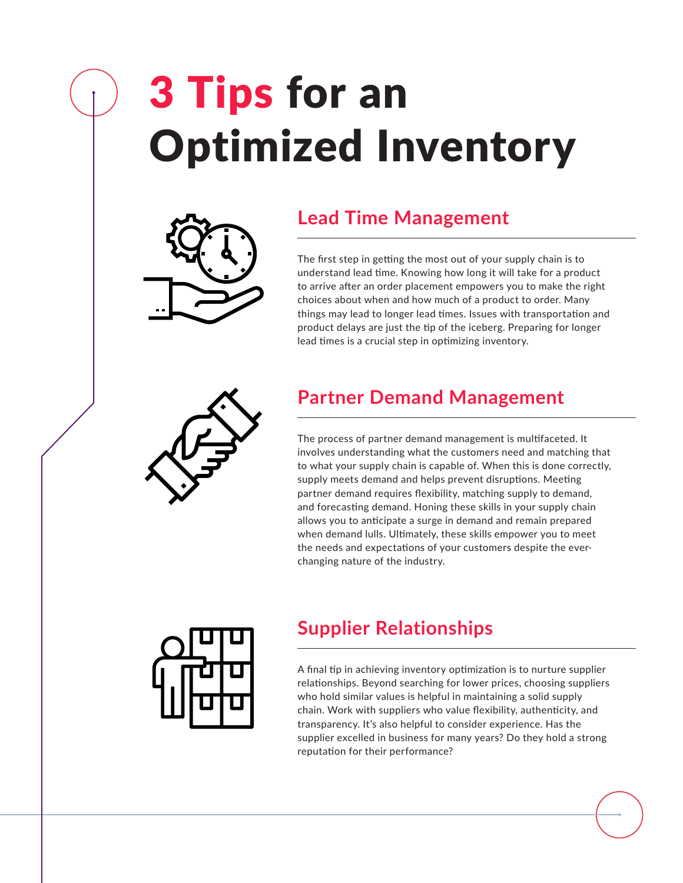# 3 Tips for an Optimized Inventory

## Lead Time Management

The first step in getting the most out of your supply chain is to understand lead time. Knowing how long it will take for a product to arrive after an order placement empowers you to make the right choices about when and how much of a product to order. Many things may lead to longer lead times. Issues with transportation and product delays are just the tip of the iceberg. Preparing for longer lead times is a crucial step in optimizing inventory.

## Partner Demand Management

The process of partner demand management is multifaceted. It involves understanding what the customers need and matching that to what your supply chain is capable of. When this is done correctly, supply meets demand and helps prevent disruptions. Meeting partner demand requires flexibility, matching supply to demand, and forecasting demand. Honing these skills in your supply chain allows you to anticipate a surge in demand and remain prepared when demand lulls. Ultimately, these skills empower you to meet the needs and expectations of your customers despite the ever-changing nature of the industry.

## Supplier Relationships

A final tip in achieving inventory optimization is to nurture supplier relationships. Beyond searching for lower prices, choosing suppliers who hold similar values is helpful in maintaining a solid supply chain. Work with suppliers who value flexibility, authenticity, and transparency. It's also helpful to consider experience. Has the supplier excelled in business for many years? Do they hold a strong reputation for their performance?